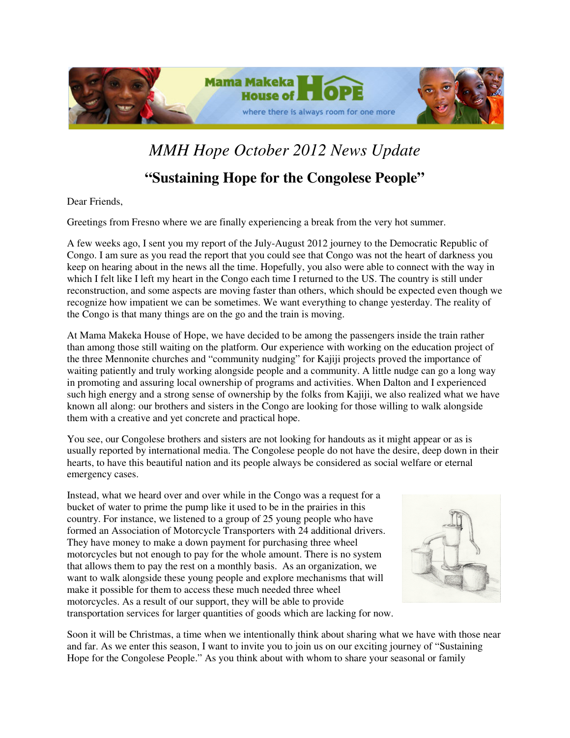# *MMH Hope October 2012 News Update*

## "Sustaining Hope for the Congolese People"

Dear Friends,

Greetings from Fresno where we are finally experiencing a break from the very hot summer.

A few weeks ago, I sent you my report of the July-August 2012 journey to the Democratic Republic of Congo. I am sure as you read the report that you could see that Congo was not the heart of darkness you keep on hearing about in the news all the time. Hopefully, you also were able to connect with the way in which I felt like I left my heart in the Congo each time I returned to the US. The country is still under reconstruction, and some aspects are moving faster than others, which should be expected even though we recognize how impatient we can be sometimes. We want everything to change yesterday. The reality of the Congo is that many things are on the go and the train is moving.

At Mama Makeka House of Hope, we have decided to be among the passengers inside the train rather than among those still waiting on the platform. Our experience with working on the education project of the three Mennonite churches and "community nudging" for Kajiji projects proved the importance of waiting patiently and truly working alongside people and a community. A little nudge can go a long way in promoting and assuring local ownership of programs and activities. When Dalton and I experienced such high energy and a strong sense of ownership by the folks from Kajiji, we also realized what we have known all along: our brothers and sisters in the Congo are looking for those willing to walk alongside them with a creative and yet concrete and practical hope.

You see, our Congolese brothers and sisters are not looking for handouts as it might appear or as is usually reported by international media. The Congolese people do not have the desire, deep down in their hearts, to have this beautiful nation and its people always be considered as social welfare or eternal emergency cases.

Instead, what we heard over and over while in the Congo was a request for a bucket of water to prime the pump like it used to be in the prairies in this country. For instance, we listened to a group of 25 young people who have formed an Association of Motorcycle Transporters with 24 additional drivers. They have money to make a down payment for purchasing three wheel motorcycles but not enough to pay for the whole amount. There is no system that allows them to pay the rest on a monthly basis. As an organization, we want to walk alongside these young people and explore mechanisms that will make it possible for them to access these much needed three wheel motorcycles. As a result of our support, they will be able to provide transportation services for larger quantities of goods which are lacking for now.

Soon it will be Christmas, a time when we intentionally think about sharing what we have with those near and far. As we enter this season, I want to invite you to join us on our exciting journey of "Sustaining Hope for the Congolese People." As you think about with whom to share your seasonal or family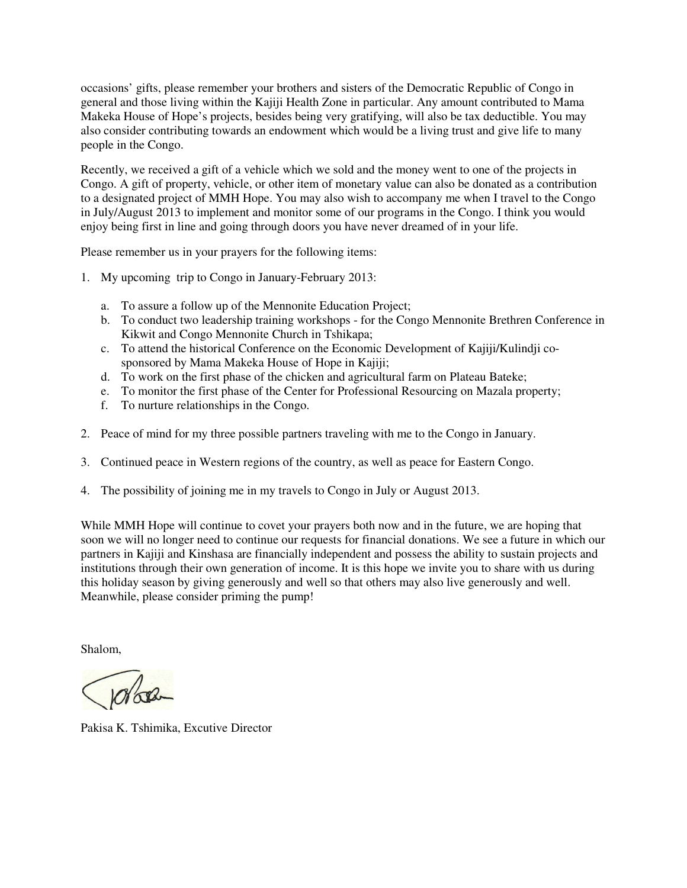occasions' gifts, please remember your brothers and sisters of the Democratic Republic of Congo in general and those living within the Kajiji Health Zone in particular. Any amount contributed to Mama Makeka House of Hope's projects, besides being very gratifying, will also be tax deductible. You may also consider contributing towards an endowment which would be a living trust and give life to many people in the Congo.

Recently, we received a gift of a vehicle which we sold and the money went to one of the projects in Congo. A gift of property, vehicle, or other item of monetary value can also be donated as a contribution to a designated project of MMH Hope. You may also wish to accompany me when I travel to the Congo in July/August 2013 to implement and monitor some of our programs in the Congo. I think you would enjoy being first in line and going through doors you have never dreamed of in your life.

Please remember us in your prayers for the following items:

1. My upcoming trip to Congo in January-February 2013:
   a. To assure a follow up of the Mennonite Education Project;
   b. To conduct two leadership training workshops - for the Congo Mennonite Brethren Conference in Kikwit and Congo Mennonite Church in Tshikapa;
   c. To attend the historical Conference on the Economic Development of Kajiji/Kulindji co-sponsored by Mama Makeka House of Hope in Kajiji;
   d. To work on the first phase of the chicken and agricultural farm on Plateau Bateke;
   e. To monitor the first phase of the Center for Professional Resourcing on Mazala property;
   f. To nurture relationships in the Congo.

2. Peace of mind for my three possible partners traveling with me to the Congo in January.

3. Continued peace in Western regions of the country, as well as peace for Eastern Congo.

4. The possibility of joining me in my travels to Congo in July or August 2013.

While MMH Hope will continue to covet your prayers both now and in the future, we are hoping that soon we will no longer need to continue our requests for financial donations. We see a future in which our partners in Kajiji and Kinshasa are financially independent and possess the ability to sustain projects and institutions through their own generation of income. It is this hope we invite you to share with us during this holiday season by giving generously and well so that others may also live generously and well. Meanwhile, please consider priming the pump!

Shalom,

Pakisa K. Tshimika, Excutive Director